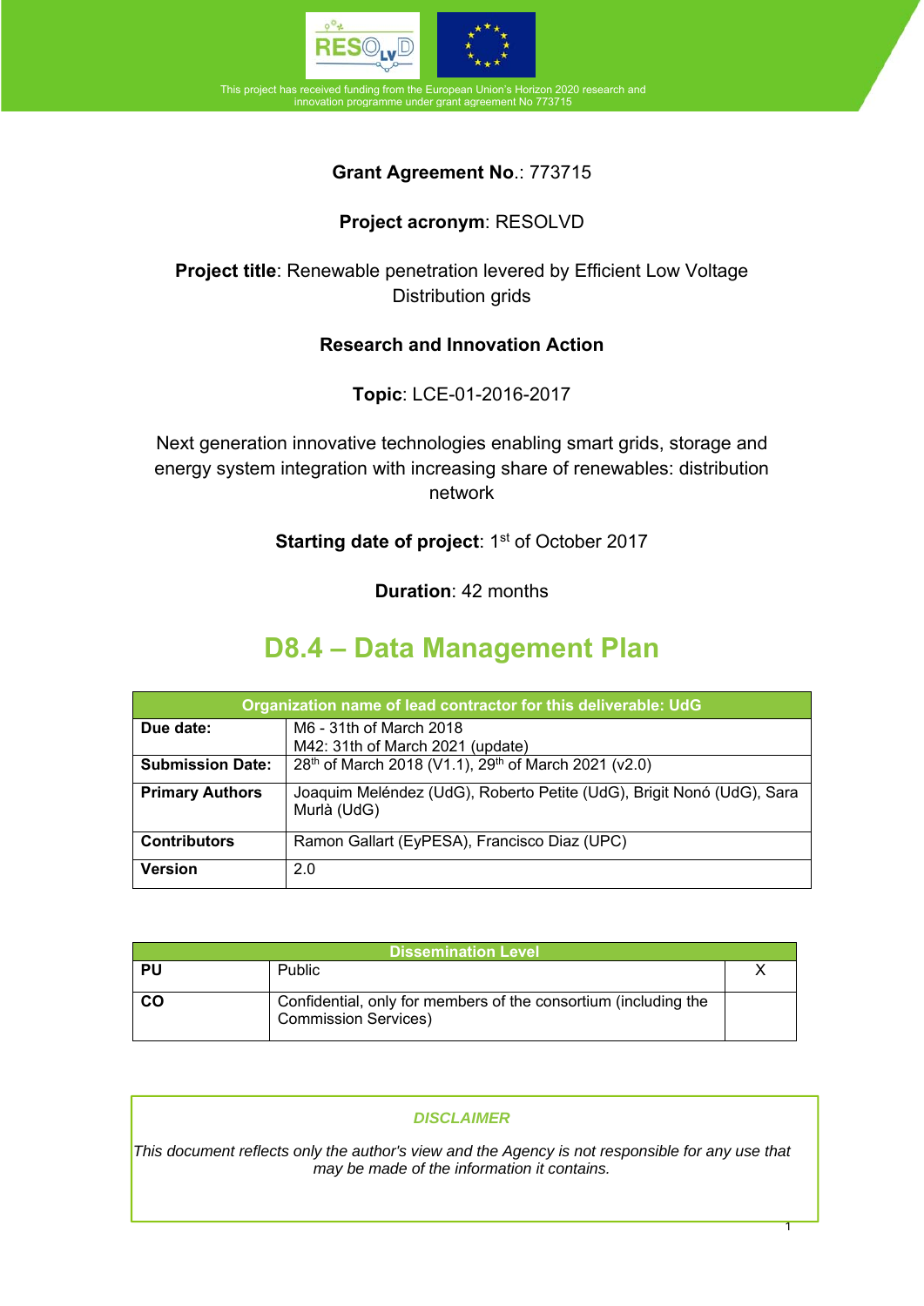This project has received funding from the European Union's Horizon 2020 research and innovation programme under grant agreement No 773715

**Grant Agreement No.**: 773715

**Project acronym**: RESOLVD

**Project title**: Renewable penetration levered by Efficient Low Voltage Distribution grids

**Research and Innovation Action**

**Topic**: LCE-01-2016-2017

Next generation innovative technologies enabling smart grids, storage and energy system integration with increasing share of renewables: distribution network

**Starting date of project**: 1st of October 2017

**Duration**: 42 months

# D8.4 – Data Management Plan

| Organization name of lead contractor for this deliverable: UdG | |
|---|---|
| **Due date:** | M6 - 31th of March 2018<br>M42: 31th of March 2021 (update) |
| **Submission Date:** | 28th of March 2018 (V1.1), 29th of March 2021 (v2.0) |
| **Primary Authors** | Joaquim Meléndez (UdG), Roberto Petite (UdG), Brigit Nonó (UdG), Sara Murlà (UdG) |
| **Contributors** | Ramon Gallart (EyPESA), Francisco Diaz (UPC) |
| **Version** | 2.0 |

| Dissemination Level | | |
|---|---|---|
| **PU** | Public | X |
| **CO** | Confidential, only for members of the consortium (including the Commission Services) | |

*DISCLAIMER*

*This document reflects only the author's view and the Agency is not responsible for any use that may be made of the information it contains.*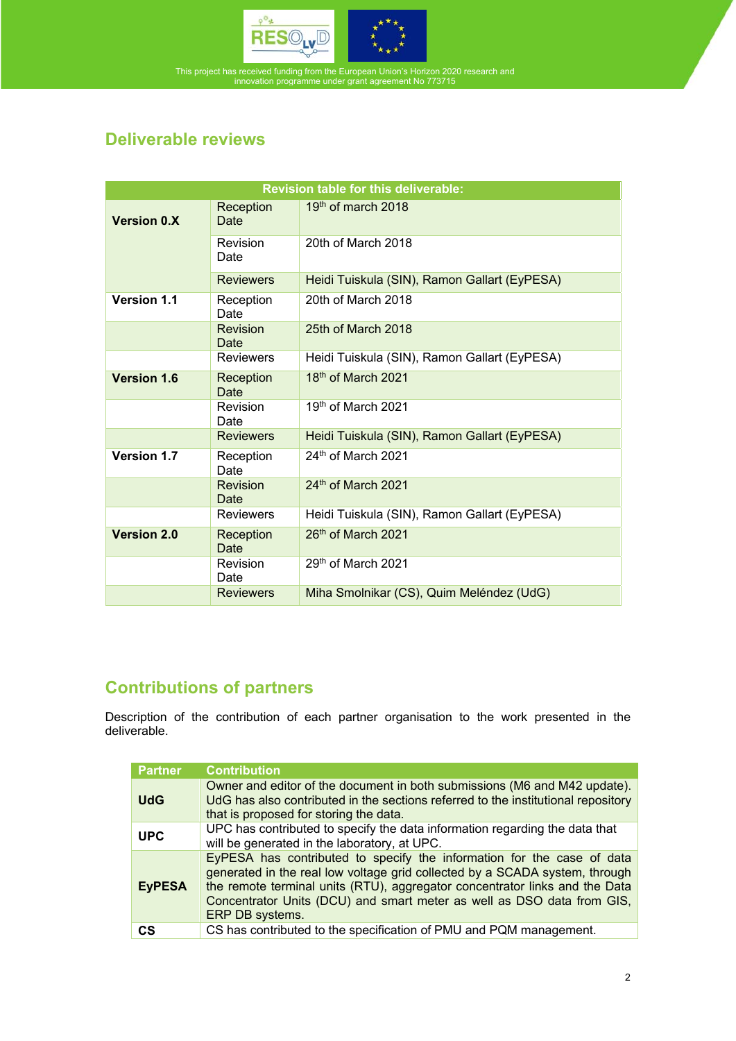## Deliverable reviews

| Revision table for this deliverable: | | |
|---|---|---|
| **Version 0.X** | Reception Date | 19th of march 2018 |
| | Revision Date | 20th of March 2018 |
| | Reviewers | Heidi Tuiskula (SIN), Ramon Gallart (EyPESA) |
| **Version 1.1** | Reception Date | 20th of March 2018 |
| | Revision Date | 25th of March 2018 |
| | Reviewers | Heidi Tuiskula (SIN), Ramon Gallart (EyPESA) |
| **Version 1.6** | Reception Date | 18th of March 2021 |
| | Revision Date | 19th of March 2021 |
| | Reviewers | Heidi Tuiskula (SIN), Ramon Gallart (EyPESA) |
| **Version 1.7** | Reception Date | 24th of March 2021 |
| | Revision Date | 24th of March 2021 |
| | Reviewers | Heidi Tuiskula (SIN), Ramon Gallart (EyPESA) |
| **Version 2.0** | Reception Date | 26th of March 2021 |
| | Revision Date | 29th of March 2021 |
| | Reviewers | Miha Smolnikar (CS), Quim Meléndez (UdG) |

## Contributions of partners

Description of the contribution of each partner organisation to the work presented in the deliverable.

| Partner | Contribution |
|---|---|
| **UdG** | Owner and editor of the document in both submissions (M6 and M42 update). UdG has also contributed in the sections referred to the institutional repository that is proposed for storing the data. |
| **UPC** | UPC has contributed to specify the data information regarding the data that will be generated in the laboratory, at UPC. |
| **EyPESA** | EyPESA has contributed to specify the information for the case of data generated in the real low voltage grid collected by a SCADA system, through the remote terminal units (RTU), aggregator concentrator links and the Data Concentrator Units (DCU) and smart meter as well as DSO data from GIS, ERP DB systems. |
| **CS** | CS has contributed to the specification of PMU and PQM management. |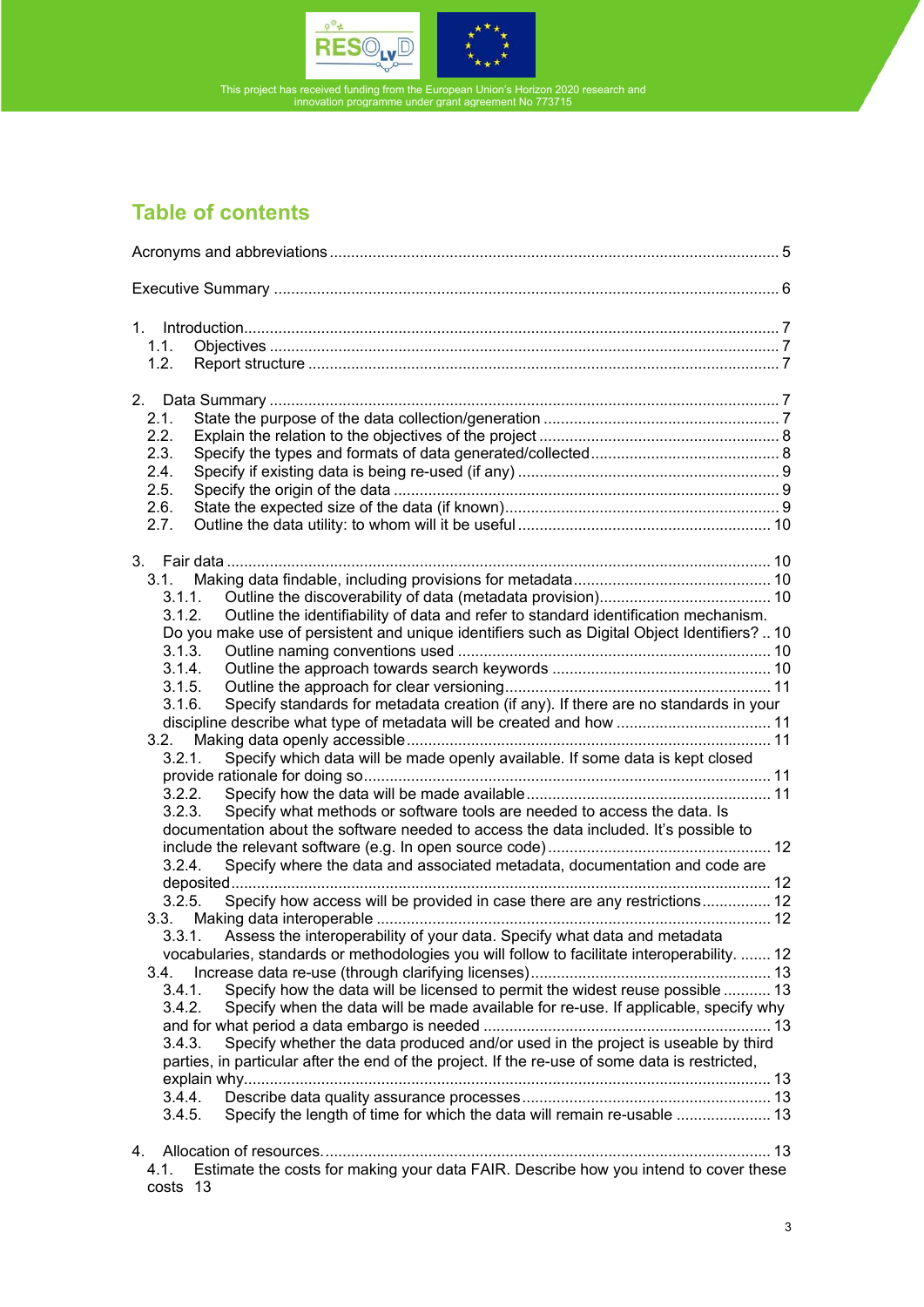## Table of contents

Acronyms and abbreviations ........................................................................................................ 5

Executive Summary .................................................................................................................... 6

1. Introduction........................................................................................................................... 7
   1.1. Objectives ..................................................................................................................... 7
   1.2. Report structure ............................................................................................................ 7

2. Data Summary ..................................................................................................................... 7
   2.1. State the purpose of the data collection/generation ....................................................... 7
   2.2. Explain the relation to the objectives of the project ........................................................ 8
   2.3. Specify the types and formats of data generated/collected............................................ 8
   2.4. Specify if existing data is being re-used (if any) ............................................................. 9
   2.5. Specify the origin of the data ......................................................................................... 9
   2.6. State the expected size of the data (if known)................................................................ 9
   2.7. Outline the data utility: to whom will it be useful ........................................................... 10

3. Fair data ............................................................................................................................. 10
   3.1. Making data findable, including provisions for metadata.............................................. 10
      3.1.1. Outline the discoverability of data (metadata provision)........................................ 10
      3.1.2. Outline the identifiability of data and refer to standard identification mechanism. Do you make use of persistent and unique identifiers such as Digital Object Identifiers? .. 10
      3.1.3. Outline naming conventions used ......................................................................... 10
      3.1.4. Outline the approach towards search keywords ................................................... 10
      3.1.5. Outline the approach for clear versioning............................................................. 11
      3.1.6. Specify standards for metadata creation (if any). If there are no standards in your discipline describe what type of metadata will be created and how .................................... 11
   3.2. Making data openly accessible.................................................................................... 11
      3.2.1. Specify which data will be made openly available. If some data is kept closed provide rationale for doing so............................................................................................. 11
      3.2.2. Specify how the data will be made available......................................................... 11
      3.2.3. Specify what methods or software tools are needed to access the data. Is documentation about the software needed to access the data included. It's possible to include the relevant software (e.g. In open source code).................................................... 12
      3.2.4. Specify where the data and associated metadata, documentation and code are deposited............................................................................................................................ 12
      3.2.5. Specify how access will be provided in case there are any restrictions................ 12
   3.3. Making data interoperable ........................................................................................... 12
      3.3.1. Assess the interoperability of your data. Specify what data and metadata vocabularies, standards or methodologies you will follow to facilitate interoperability. ....... 12
   3.4. Increase data re-use (through clarifying licenses)....................................................... 13
      3.4.1. Specify how the data will be licensed to permit the widest reuse possible ........... 13
      3.4.2. Specify when the data will be made available for re-use. If applicable, specify why and for what period a data embargo is needed .................................................................. 13
      3.4.3. Specify whether the data produced and/or used in the project is useable by third parties, in particular after the end of the project. If the re-use of some data is restricted, explain why.......................................................................................................................... 13
      3.4.4. Describe data quality assurance processes......................................................... 13
      3.4.5. Specify the length of time for which the data will remain re-usable ...................... 13

4. Allocation of resources....................................................................................................... 13
   4.1. Estimate the costs for making your data FAIR. Describe how you intend to cover these costs 13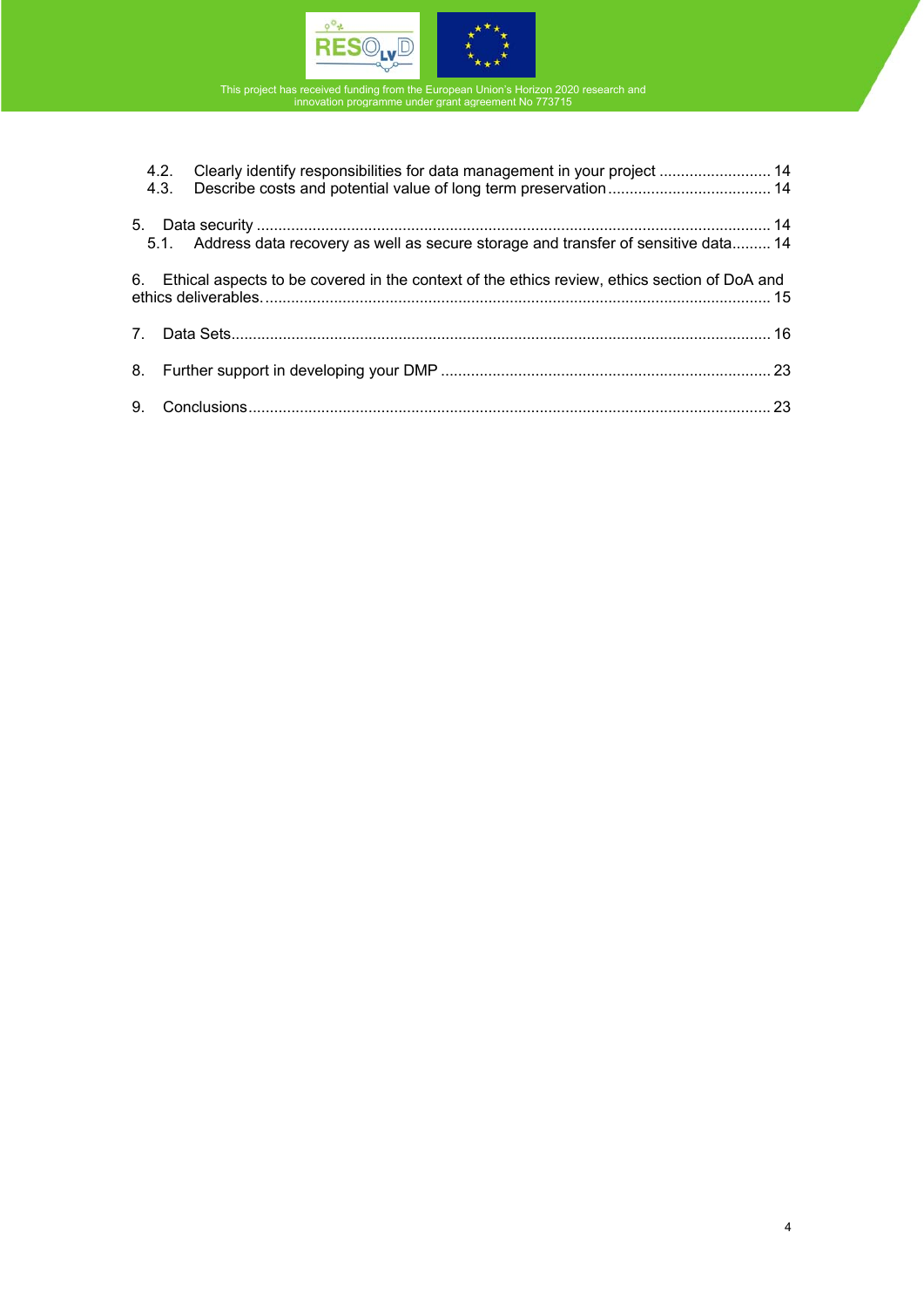4.2. Clearly identify responsibilities for data management in your project .......................... 14
4.3. Describe costs and potential value of long term preservation ...................................... 14

5. Data security ...................................................................................................................... 14
5.1. Address data recovery as well as secure storage and transfer of sensitive data......... 14

6. Ethical aspects to be covered in the context of the ethics review, ethics section of DoA and ethics deliverables. .................................................................................................................... 15

7. Data Sets............................................................................................................................ 16

8. Further support in developing your DMP ............................................................................ 23

9. Conclusions........................................................................................................................ 23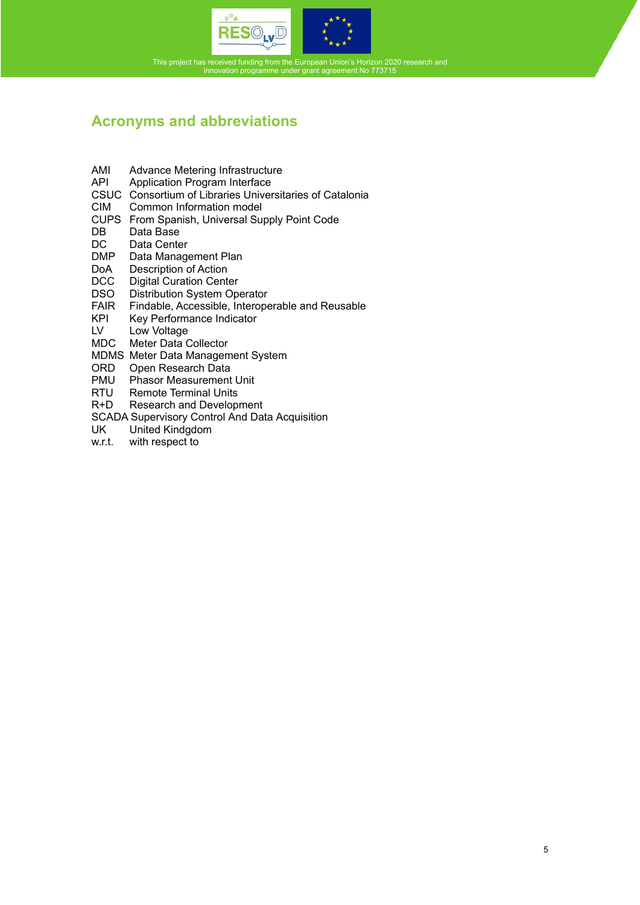## Acronyms and abbreviations

| | |
|---|---|
| AMI | Advance Metering Infrastructure |
| API | Application Program Interface |
| CSUC | Consortium of Libraries Universitaries of Catalonia |
| CIM | Common Information model |
| CUPS | From Spanish, Universal Supply Point Code |
| DB | Data Base |
| DC | Data Center |
| DMP | Data Management Plan |
| DoA | Description of Action |
| DCC | Digital Curation Center |
| DSO | Distribution System Operator |
| FAIR | Findable, Accessible, Interoperable and Reusable |
| KPI | Key Performance Indicator |
| LV | Low Voltage |
| MDC | Meter Data Collector |
| MDMS | Meter Data Management System |
| ORD | Open Research Data |
| PMU | Phasor Measurement Unit |
| RTU | Remote Terminal Units |
| R+D | Research and Development |
| SCADA | Supervisory Control And Data Acquisition |
| UK | United Kindgdom |
| w.r.t. | with respect to |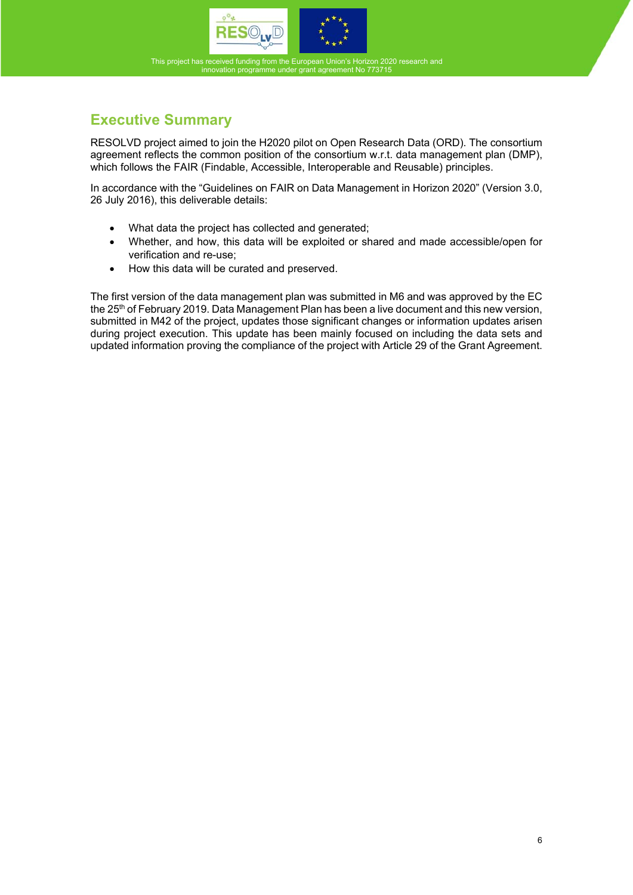## Executive Summary

RESOLVD project aimed to join the H2020 pilot on Open Research Data (ORD). The consortium agreement reflects the common position of the consortium w.r.t. data management plan (DMP), which follows the FAIR (Findable, Accessible, Interoperable and Reusable) principles.

In accordance with the "Guidelines on FAIR on Data Management in Horizon 2020" (Version 3.0, 26 July 2016), this deliverable details:

- What data the project has collected and generated;
- Whether, and how, this data will be exploited or shared and made accessible/open for verification and re-use;
- How this data will be curated and preserved.

The first version of the data management plan was submitted in M6 and was approved by the EC the 25th of February 2019. Data Management Plan has been a live document and this new version, submitted in M42 of the project, updates those significant changes or information updates arisen during project execution. This update has been mainly focused on including the data sets and updated information proving the compliance of the project with Article 29 of the Grant Agreement.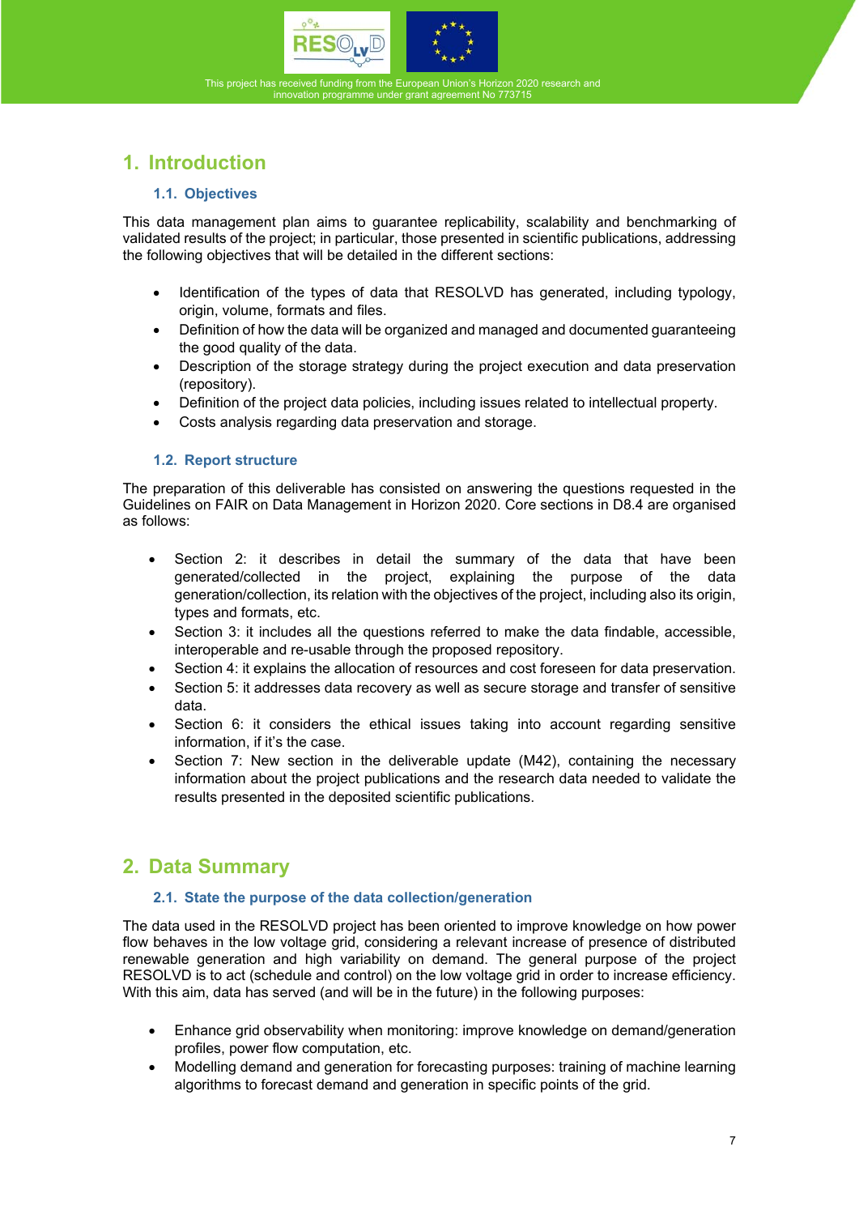# 1. Introduction

## 1.1. Objectives

This data management plan aims to guarantee replicability, scalability and benchmarking of validated results of the project; in particular, those presented in scientific publications, addressing the following objectives that will be detailed in the different sections:

- Identification of the types of data that RESOLVD has generated, including typology, origin, volume, formats and files.
- Definition of how the data will be organized and managed and documented guaranteeing the good quality of the data.
- Description of the storage strategy during the project execution and data preservation (repository).
- Definition of the project data policies, including issues related to intellectual property.
- Costs analysis regarding data preservation and storage.

## 1.2. Report structure

The preparation of this deliverable has consisted on answering the questions requested in the Guidelines on FAIR on Data Management in Horizon 2020. Core sections in D8.4 are organised as follows:

- Section 2: it describes in detail the summary of the data that have been generated/collected in the project, explaining the purpose of the data generation/collection, its relation with the objectives of the project, including also its origin, types and formats, etc.
- Section 3: it includes all the questions referred to make the data findable, accessible, interoperable and re-usable through the proposed repository.
- Section 4: it explains the allocation of resources and cost foreseen for data preservation.
- Section 5: it addresses data recovery as well as secure storage and transfer of sensitive data.
- Section 6: it considers the ethical issues taking into account regarding sensitive information, if it's the case.
- Section 7: New section in the deliverable update (M42), containing the necessary information about the project publications and the research data needed to validate the results presented in the deposited scientific publications.

# 2. Data Summary

## 2.1. State the purpose of the data collection/generation

The data used in the RESOLVD project has been oriented to improve knowledge on how power flow behaves in the low voltage grid, considering a relevant increase of presence of distributed renewable generation and high variability on demand. The general purpose of the project RESOLVD is to act (schedule and control) on the low voltage grid in order to increase efficiency. With this aim, data has served (and will be in the future) in the following purposes:

- Enhance grid observability when monitoring: improve knowledge on demand/generation profiles, power flow computation, etc.
- Modelling demand and generation for forecasting purposes: training of machine learning algorithms to forecast demand and generation in specific points of the grid.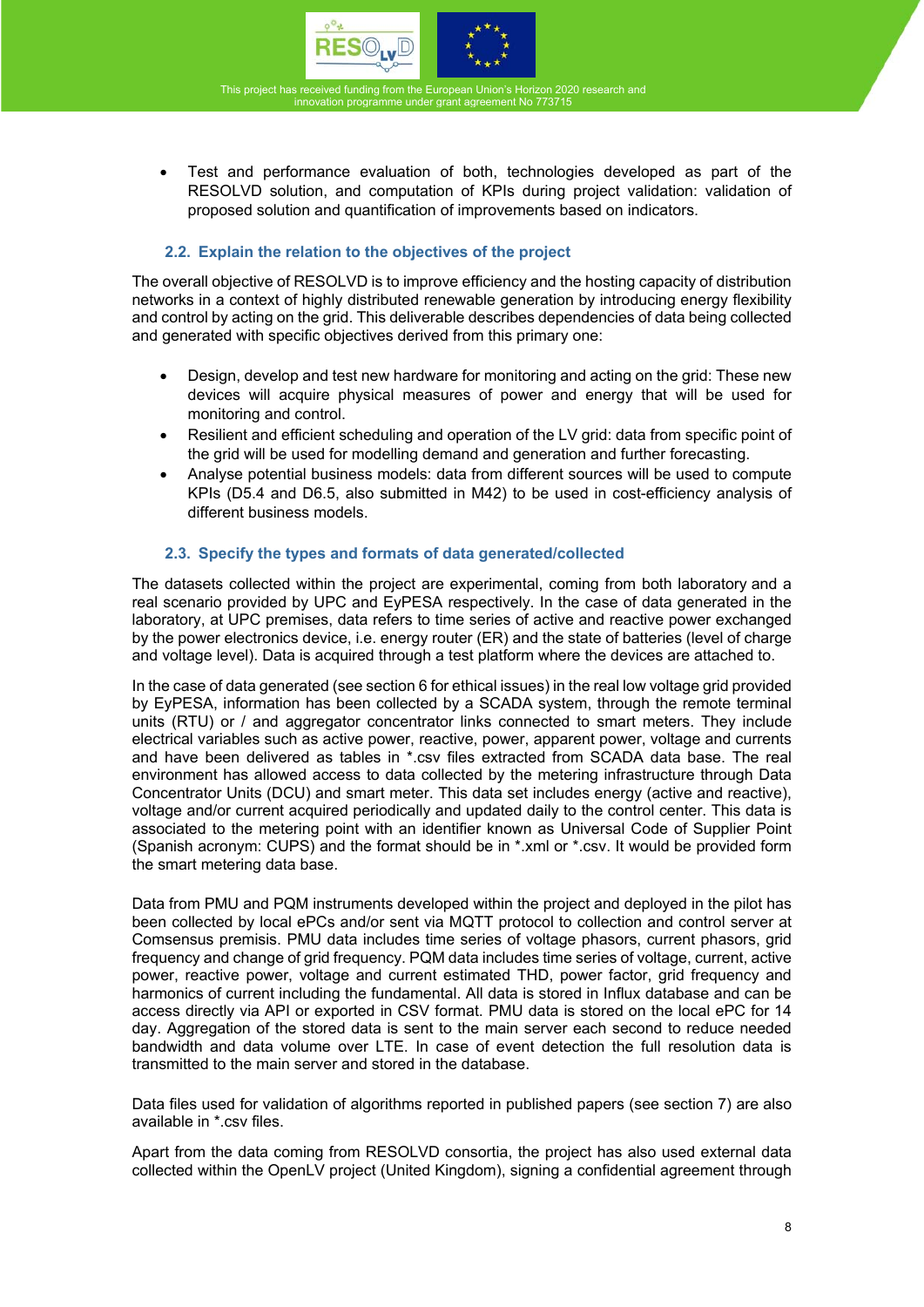- Test and performance evaluation of both, technologies developed as part of the RESOLVD solution, and computation of KPIs during project validation: validation of proposed solution and quantification of improvements based on indicators.

### 2.2. Explain the relation to the objectives of the project

The overall objective of RESOLVD is to improve efficiency and the hosting capacity of distribution networks in a context of highly distributed renewable generation by introducing energy flexibility and control by acting on the grid. This deliverable describes dependencies of data being collected and generated with specific objectives derived from this primary one:

- Design, develop and test new hardware for monitoring and acting on the grid: These new devices will acquire physical measures of power and energy that will be used for monitoring and control.
- Resilient and efficient scheduling and operation of the LV grid: data from specific point of the grid will be used for modelling demand and generation and further forecasting.
- Analyse potential business models: data from different sources will be used to compute KPIs (D5.4 and D6.5, also submitted in M42) to be used in cost-efficiency analysis of different business models.

### 2.3. Specify the types and formats of data generated/collected

The datasets collected within the project are experimental, coming from both laboratory and a real scenario provided by UPC and EyPESA respectively. In the case of data generated in the laboratory, at UPC premises, data refers to time series of active and reactive power exchanged by the power electronics device, i.e. energy router (ER) and the state of batteries (level of charge and voltage level). Data is acquired through a test platform where the devices are attached to.

In the case of data generated (see section 6 for ethical issues) in the real low voltage grid provided by EyPESA, information has been collected by a SCADA system, through the remote terminal units (RTU) or / and aggregator concentrator links connected to smart meters. They include electrical variables such as active power, reactive, power, apparent power, voltage and currents and have been delivered as tables in *.csv files extracted from SCADA data base. The real environment has allowed access to data collected by the metering infrastructure through Data Concentrator Units (DCU) and smart meter. This data set includes energy (active and reactive), voltage and/or current acquired periodically and updated daily to the control center. This data is associated to the metering point with an identifier known as Universal Code of Supplier Point (Spanish acronym: CUPS) and the format should be in *.xml or *.csv. It would be provided form the smart metering data base.

Data from PMU and PQM instruments developed within the project and deployed in the pilot has been collected by local ePCs and/or sent via MQTT protocol to collection and control server at Comsensus premisis. PMU data includes time series of voltage phasors, current phasors, grid frequency and change of grid frequency. PQM data includes time series of voltage, current, active power, reactive power, voltage and current estimated THD, power factor, grid frequency and harmonics of current including the fundamental. All data is stored in Influx database and can be access directly via API or exported in CSV format. PMU data is stored on the local ePC for 14 day. Aggregation of the stored data is sent to the main server each second to reduce needed bandwidth and data volume over LTE. In case of event detection the full resolution data is transmitted to the main server and stored in the database.

Data files used for validation of algorithms reported in published papers (see section 7) are also available in *.csv files.

Apart from the data coming from RESOLVD consortia, the project has also used external data collected within the OpenLV project (United Kingdom), signing a confidential agreement through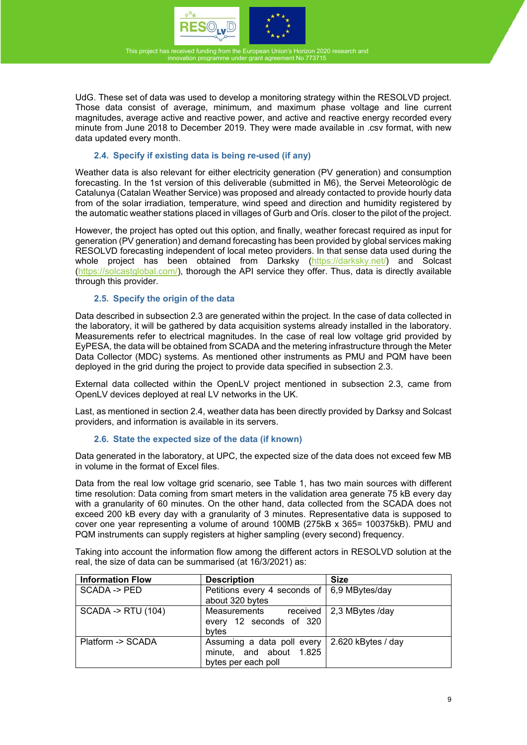UdG. These set of data was used to develop a monitoring strategy within the RESOLVD project. Those data consist of average, minimum, and maximum phase voltage and line current magnitudes, average active and reactive power, and active and reactive energy recorded every minute from June 2018 to December 2019. They were made available in .csv format, with new data updated every month.

### 2.4. Specify if existing data is being re-used (if any)

Weather data is also relevant for either electricity generation (PV generation) and consumption forecasting. In the 1st version of this deliverable (submitted in M6), the Servei Meteorològic de Catalunya (Catalan Weather Service) was proposed and already contacted to provide hourly data from of the solar irradiation, temperature, wind speed and direction and humidity registered by the automatic weather stations placed in villages of Gurb and Orís. closer to the pilot of the project.

However, the project has opted out this option, and finally, weather forecast required as input for generation (PV generation) and demand forecasting has been provided by global services making RESOLVD forecasting independent of local meteo providers. In that sense data used during the whole project has been obtained from Darksky (https://darksky.net/) and Solcast (https://solcastglobal.com/), thorough the API service they offer. Thus, data is directly available through this provider.

### 2.5. Specify the origin of the data

Data described in subsection 2.3 are generated within the project. In the case of data collected in the laboratory, it will be gathered by data acquisition systems already installed in the laboratory. Measurements refer to electrical magnitudes. In the case of real low voltage grid provided by EyPESA, the data will be obtained from SCADA and the metering infrastructure through the Meter Data Collector (MDC) systems. As mentioned other instruments as PMU and PQM have been deployed in the grid during the project to provide data specified in subsection 2.3.

External data collected within the OpenLV project mentioned in subsection 2.3, came from OpenLV devices deployed at real LV networks in the UK.

Last, as mentioned in section 2.4, weather data has been directly provided by Darksy and Solcast providers, and information is available in its servers.

### 2.6. State the expected size of the data (if known)

Data generated in the laboratory, at UPC, the expected size of the data does not exceed few MB in volume in the format of Excel files.

Data from the real low voltage grid scenario, see Table 1, has two main sources with different time resolution: Data coming from smart meters in the validation area generate 75 kB every day with a granularity of 60 minutes. On the other hand, data collected from the SCADA does not exceed 200 kB every day with a granularity of 3 minutes. Representative data is supposed to cover one year representing a volume of around 100MB (275kB x 365= 100375kB). PMU and PQM instruments can supply registers at higher sampling (every second) frequency.

Taking into account the information flow among the different actors in RESOLVD solution at the real, the size of data can be summarised (at 16/3/2021) as:

| Information Flow | Description | Size |
|---|---|---|
| SCADA -> PED | Petitions every 4 seconds of about 320 bytes | 6,9 MBytes/day |
| SCADA -> RTU (104) | Measurements received every 12 seconds of 320 bytes | 2,3 MBytes /day |
| Platform -> SCADA | Assuming a data poll every minute, and about 1.825 bytes per each poll | 2.620 kBytes / day |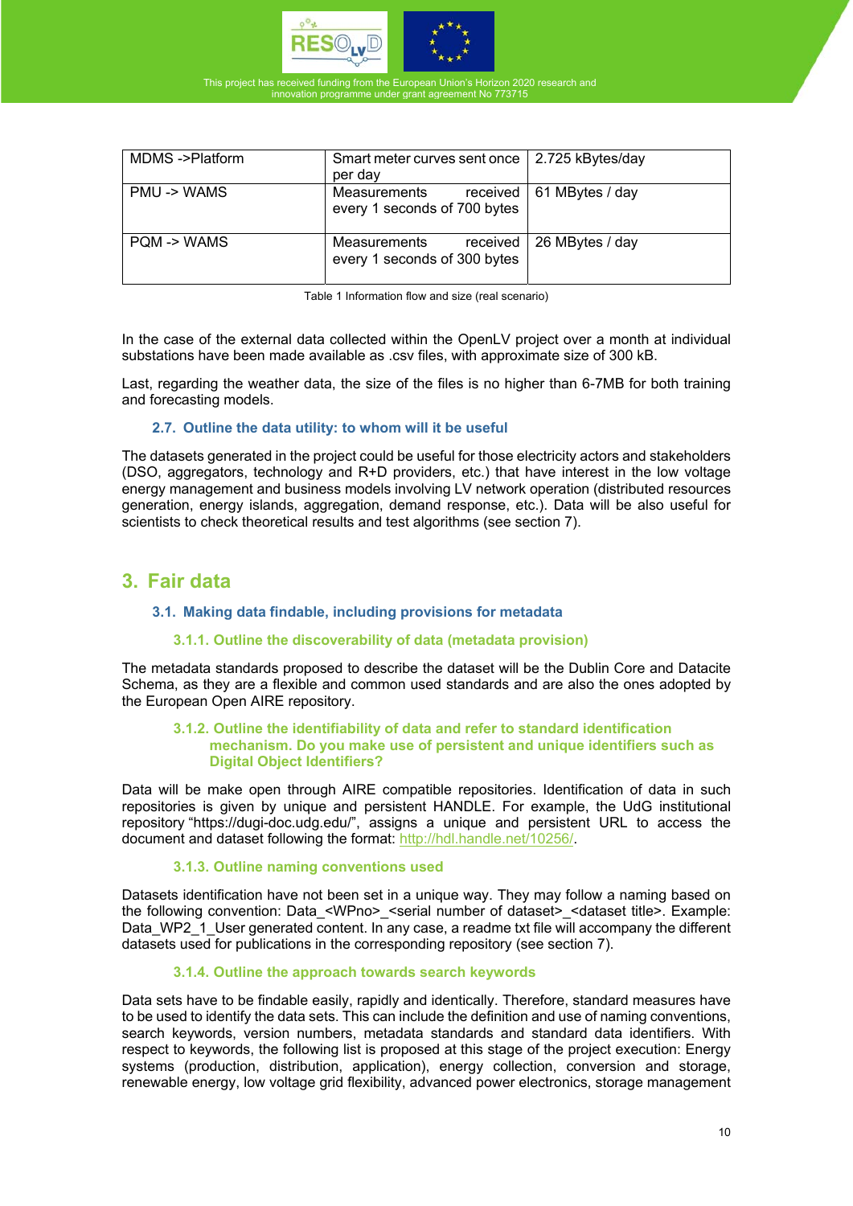| MDMS ->Platform | Smart meter curves sent once per day | 2.725 kBytes/day |
|---|---|---|
| PMU -> WAMS | Measurements received every 1 seconds of 700 bytes | 61 MBytes / day |
| PQM -> WAMS | Measurements received every 1 seconds of 300 bytes | 26 MBytes / day |

Table 1 Information flow and size (real scenario)

In the case of the external data collected within the OpenLV project over a month at individual substations have been made available as .csv files, with approximate size of 300 kB.

Last, regarding the weather data, the size of the files is no higher than 6-7MB for both training and forecasting models.

### 2.7. Outline the data utility: to whom will it be useful

The datasets generated in the project could be useful for those electricity actors and stakeholders (DSO, aggregators, technology and R+D providers, etc.) that have interest in the low voltage energy management and business models involving LV network operation (distributed resources generation, energy islands, aggregation, demand response, etc.). Data will be also useful for scientists to check theoretical results and test algorithms (see section 7).

## 3. Fair data

### 3.1. Making data findable, including provisions for metadata

#### 3.1.1. Outline the discoverability of data (metadata provision)

The metadata standards proposed to describe the dataset will be the Dublin Core and Datacite Schema, as they are a flexible and common used standards and are also the ones adopted by the European Open AIRE repository.

#### 3.1.2. Outline the identifiability of data and refer to standard identification mechanism. Do you make use of persistent and unique identifiers such as Digital Object Identifiers?

Data will be make open through AIRE compatible repositories. Identification of data in such repositories is given by unique and persistent HANDLE. For example, the UdG institutional repository "https://dugi-doc.udg.edu/", assigns a unique and persistent URL to access the document and dataset following the format: [http://hdl.handle.net/10256/](http://hdl.handle.net/10256/).

#### 3.1.3. Outline naming conventions used

Datasets identification have not been set in a unique way. They may follow a naming based on the following convention: Data_<WPno>_<serial number of dataset>_<dataset title>. Example: Data_WP2_1_User generated content. In any case, a readme txt file will accompany the different datasets used for publications in the corresponding repository (see section 7).

#### 3.1.4. Outline the approach towards search keywords

Data sets have to be findable easily, rapidly and identically. Therefore, standard measures have to be used to identify the data sets. This can include the definition and use of naming conventions, search keywords, version numbers, metadata standards and standard data identifiers. With respect to keywords, the following list is proposed at this stage of the project execution: Energy systems (production, distribution, application), energy collection, conversion and storage, renewable energy, low voltage grid flexibility, advanced power electronics, storage management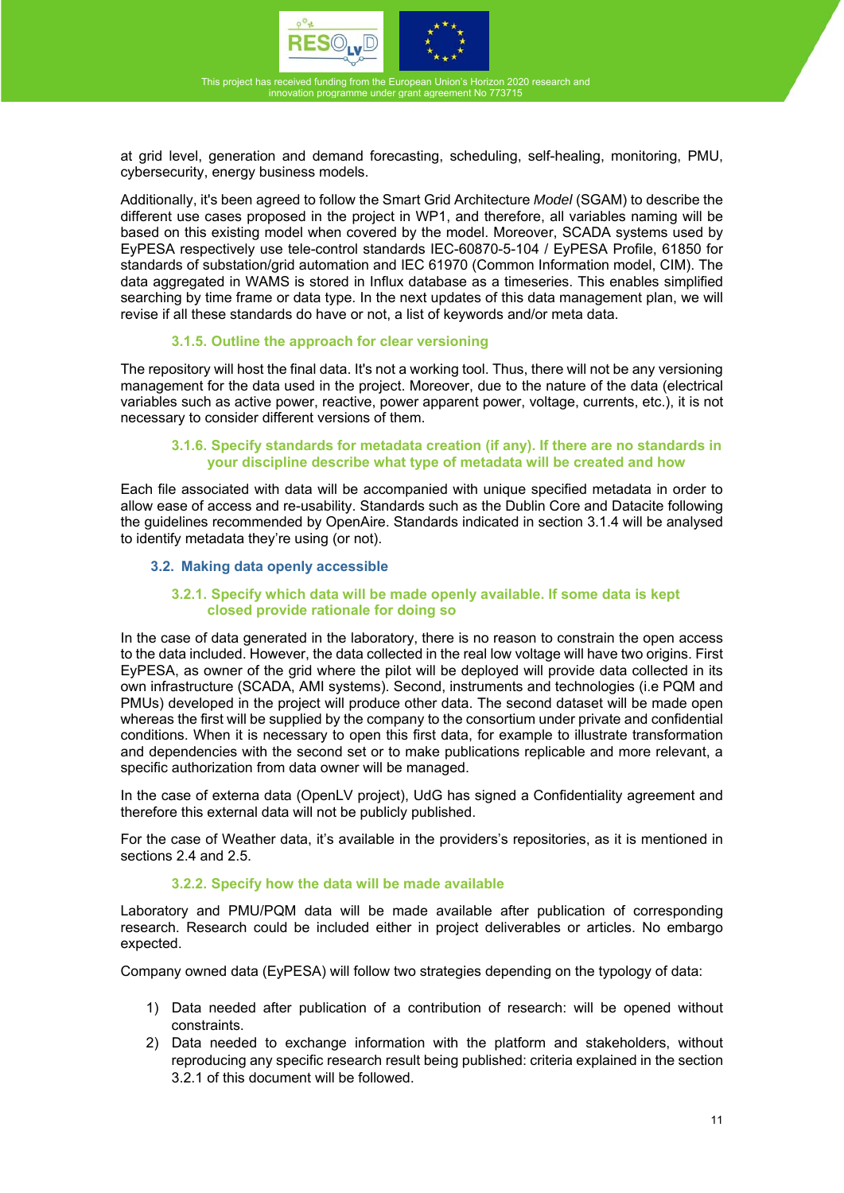at grid level, generation and demand forecasting, scheduling, self-healing, monitoring, PMU, cybersecurity, energy business models.

Additionally, it's been agreed to follow the Smart Grid Architecture *Model* (SGAM) to describe the different use cases proposed in the project in WP1, and therefore, all variables naming will be based on this existing model when covered by the model. Moreover, SCADA systems used by EyPESA respectively use tele-control standards IEC-60870-5-104 / EyPESA Profile, 61850 for standards of substation/grid automation and IEC 61970 (Common Information model, CIM). The data aggregated in WAMS is stored in Influx database as a timeseries. This enables simplified searching by time frame or data type. In the next updates of this data management plan, we will revise if all these standards do have or not, a list of keywords and/or meta data.

#### 3.1.5. Outline the approach for clear versioning

The repository will host the final data. It's not a working tool. Thus, there will not be any versioning management for the data used in the project. Moreover, due to the nature of the data (electrical variables such as active power, reactive, power apparent power, voltage, currents, etc.), it is not necessary to consider different versions of them.

#### 3.1.6. Specify standards for metadata creation (if any). If there are no standards in your discipline describe what type of metadata will be created and how

Each file associated with data will be accompanied with unique specified metadata in order to allow ease of access and re-usability. Standards such as the Dublin Core and Datacite following the guidelines recommended by OpenAire. Standards indicated in section 3.1.4 will be analysed to identify metadata they're using (or not).

### 3.2. Making data openly accessible

#### 3.2.1. Specify which data will be made openly available. If some data is kept closed provide rationale for doing so

In the case of data generated in the laboratory, there is no reason to constrain the open access to the data included. However, the data collected in the real low voltage will have two origins. First EyPESA, as owner of the grid where the pilot will be deployed will provide data collected in its own infrastructure (SCADA, AMI systems). Second, instruments and technologies (i.e PQM and PMUs) developed in the project will produce other data. The second dataset will be made open whereas the first will be supplied by the company to the consortium under private and confidential conditions. When it is necessary to open this first data, for example to illustrate transformation and dependencies with the second set or to make publications replicable and more relevant, a specific authorization from data owner will be managed.

In the case of externa data (OpenLV project), UdG has signed a Confidentiality agreement and therefore this external data will not be publicly published.

For the case of Weather data, it's available in the providers's repositories, as it is mentioned in sections 2.4 and 2.5.

#### 3.2.2. Specify how the data will be made available

Laboratory and PMU/PQM data will be made available after publication of corresponding research. Research could be included either in project deliverables or articles. No embargo expected.

Company owned data (EyPESA) will follow two strategies depending on the typology of data:

1) Data needed after publication of a contribution of research: will be opened without constraints.
2) Data needed to exchange information with the platform and stakeholders, without reproducing any specific research result being published: criteria explained in the section 3.2.1 of this document will be followed.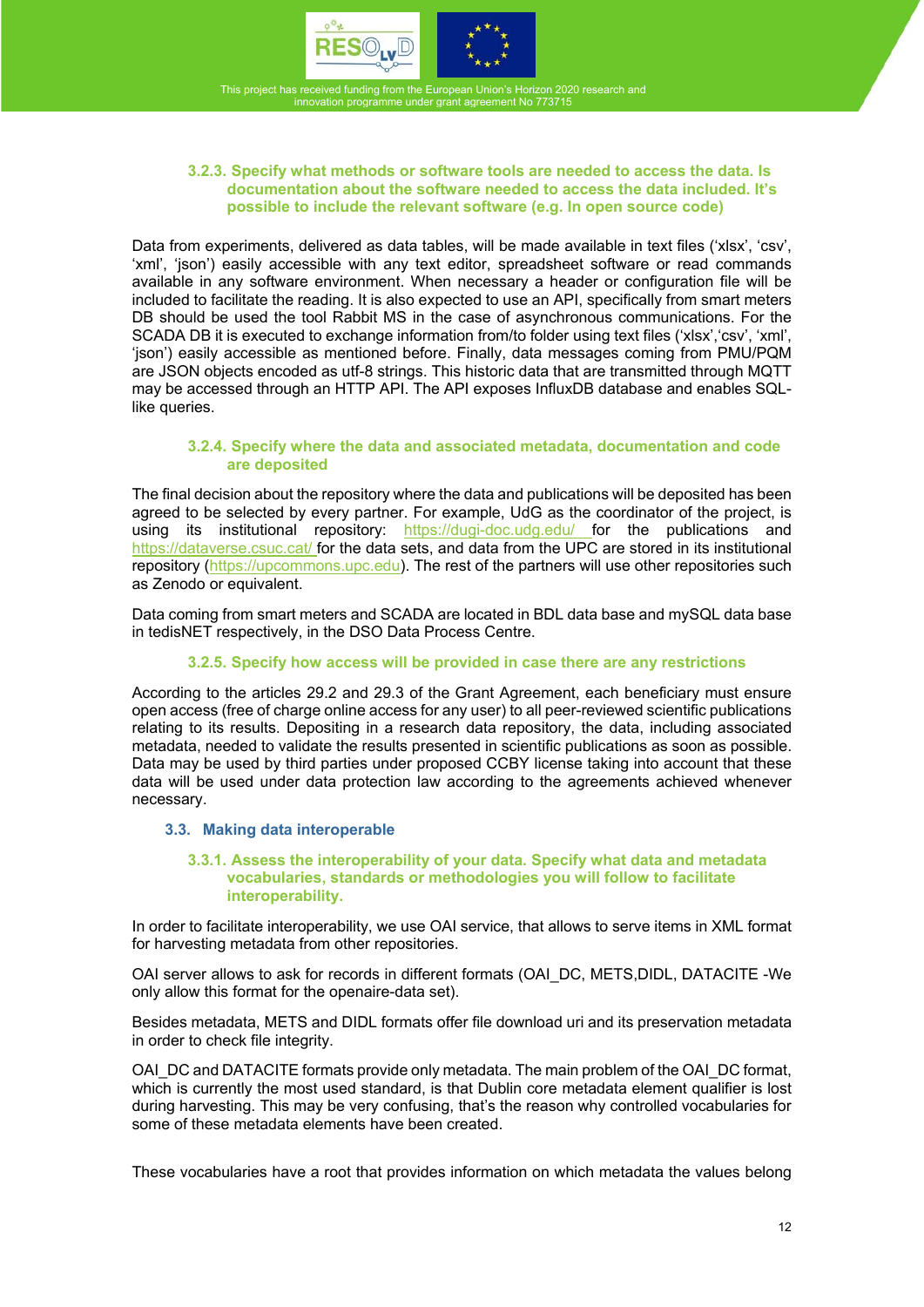#### 3.2.3. Specify what methods or software tools are needed to access the data. Is documentation about the software needed to access the data included. It's possible to include the relevant software (e.g. In open source code)

Data from experiments, delivered as data tables, will be made available in text files ('xlsx', 'csv', 'xml', 'json') easily accessible with any text editor, spreadsheet software or read commands available in any software environment. When necessary a header or configuration file will be included to facilitate the reading. It is also expected to use an API, specifically from smart meters DB should be used the tool Rabbit MS in the case of asynchronous communications. For the SCADA DB it is executed to exchange information from/to folder using text files ('xlsx','csv', 'xml', 'json') easily accessible as mentioned before. Finally, data messages coming from PMU/PQM are JSON objects encoded as utf-8 strings. This historic data that are transmitted through MQTT may be accessed through an HTTP API. The API exposes InfluxDB database and enables SQL-like queries.

#### 3.2.4. Specify where the data and associated metadata, documentation and code are deposited

The final decision about the repository where the data and publications will be deposited has been agreed to be selected by every partner. For example, UdG as the coordinator of the project, is using its institutional repository: https://dugi-doc.udg.edu/ for the publications and https://dataverse.csuc.cat/ for the data sets, and data from the UPC are stored in its institutional repository (https://upcommons.upc.edu). The rest of the partners will use other repositories such as Zenodo or equivalent.

Data coming from smart meters and SCADA are located in BDL data base and mySQL data base in tedisNET respectively, in the DSO Data Process Centre.

#### 3.2.5. Specify how access will be provided in case there are any restrictions

According to the articles 29.2 and 29.3 of the Grant Agreement, each beneficiary must ensure open access (free of charge online access for any user) to all peer-reviewed scientific publications relating to its results. Depositing in a research data repository, the data, including associated metadata, needed to validate the results presented in scientific publications as soon as possible. Data may be used by third parties under proposed CCBY license taking into account that these data will be used under data protection law according to the agreements achieved whenever necessary.

### 3.3. Making data interoperable

#### 3.3.1. Assess the interoperability of your data. Specify what data and metadata vocabularies, standards or methodologies you will follow to facilitate interoperability.

In order to facilitate interoperability, we use OAI service, that allows to serve items in XML format for harvesting metadata from other repositories.

OAI server allows to ask for records in different formats (OAI_DC, METS,DIDL, DATACITE -We only allow this format for the openaire-data set).

Besides metadata, METS and DIDL formats offer file download uri and its preservation metadata in order to check file integrity.

OAI_DC and DATACITE formats provide only metadata. The main problem of the OAI_DC format, which is currently the most used standard, is that Dublin core metadata element qualifier is lost during harvesting. This may be very confusing, that's the reason why controlled vocabularies for some of these metadata elements have been created.

These vocabularies have a root that provides information on which metadata the values belong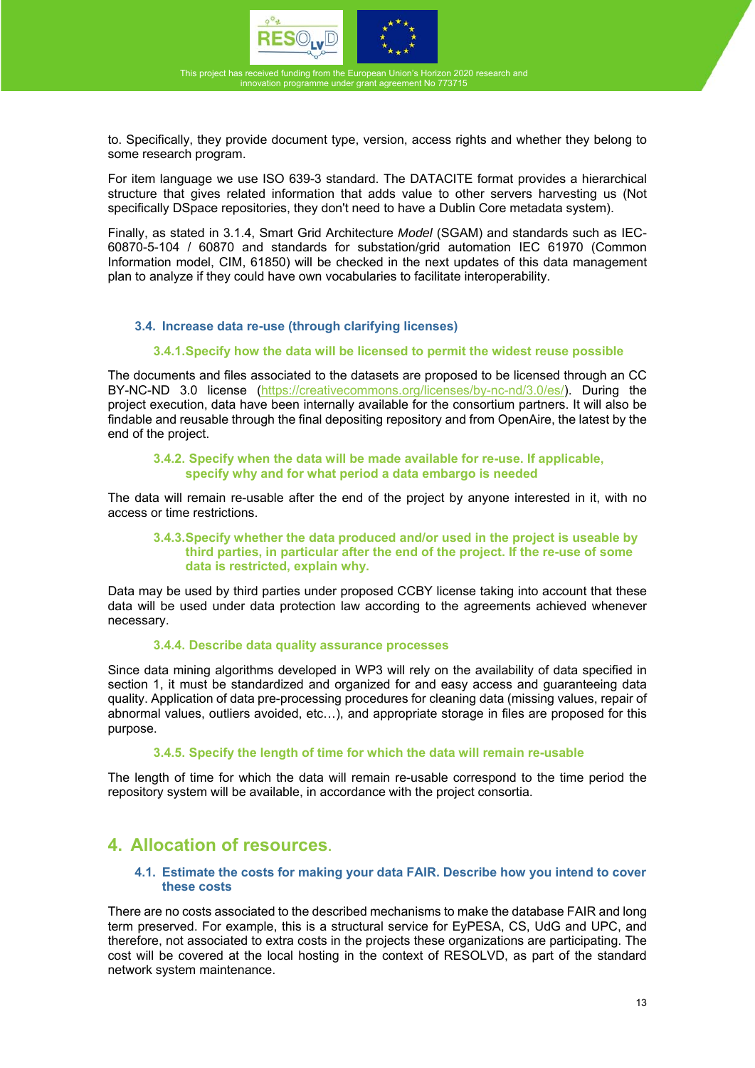to. Specifically, they provide document type, version, access rights and whether they belong to some research program.

For item language we use ISO 639-3 standard. The DATACITE format provides a hierarchical structure that gives related information that adds value to other servers harvesting us (Not specifically DSpace repositories, they don't need to have a Dublin Core metadata system).

Finally, as stated in 3.1.4, Smart Grid Architecture *Model* (SGAM) and standards such as IEC-60870-5-104 / 60870 and standards for substation/grid automation IEC 61970 (Common Information model, CIM, 61850) will be checked in the next updates of this data management plan to analyze if they could have own vocabularies to facilitate interoperability.

### 3.4. Increase data re-use (through clarifying licenses)

#### 3.4.1. Specify how the data will be licensed to permit the widest reuse possible

The documents and files associated to the datasets are proposed to be licensed through an CC BY-NC-ND 3.0 license (https://creativecommons.org/licenses/by-nc-nd/3.0/es/). During the project execution, data have been internally available for the consortium partners. It will also be findable and reusable through the final depositing repository and from OpenAire, the latest by the end of the project.

#### 3.4.2. Specify when the data will be made available for re-use. If applicable, specify why and for what period a data embargo is needed

The data will remain re-usable after the end of the project by anyone interested in it, with no access or time restrictions.

#### 3.4.3. Specify whether the data produced and/or used in the project is useable by third parties, in particular after the end of the project. If the re-use of some data is restricted, explain why.

Data may be used by third parties under proposed CCBY license taking into account that these data will be used under data protection law according to the agreements achieved whenever necessary.

#### 3.4.4. Describe data quality assurance processes

Since data mining algorithms developed in WP3 will rely on the availability of data specified in section 1, it must be standardized and organized for and easy access and guaranteeing data quality. Application of data pre-processing procedures for cleaning data (missing values, repair of abnormal values, outliers avoided, etc…), and appropriate storage in files are proposed for this purpose.

#### 3.4.5. Specify the length of time for which the data will remain re-usable

The length of time for which the data will remain re-usable correspond to the time period the repository system will be available, in accordance with the project consortia.

## 4. Allocation of resources.

### 4.1. Estimate the costs for making your data FAIR. Describe how you intend to cover these costs

There are no costs associated to the described mechanisms to make the database FAIR and long term preserved. For example, this is a structural service for EyPESA, CS, UdG and UPC, and therefore, not associated to extra costs in the projects these organizations are participating. The cost will be covered at the local hosting in the context of RESOLVD, as part of the standard network system maintenance.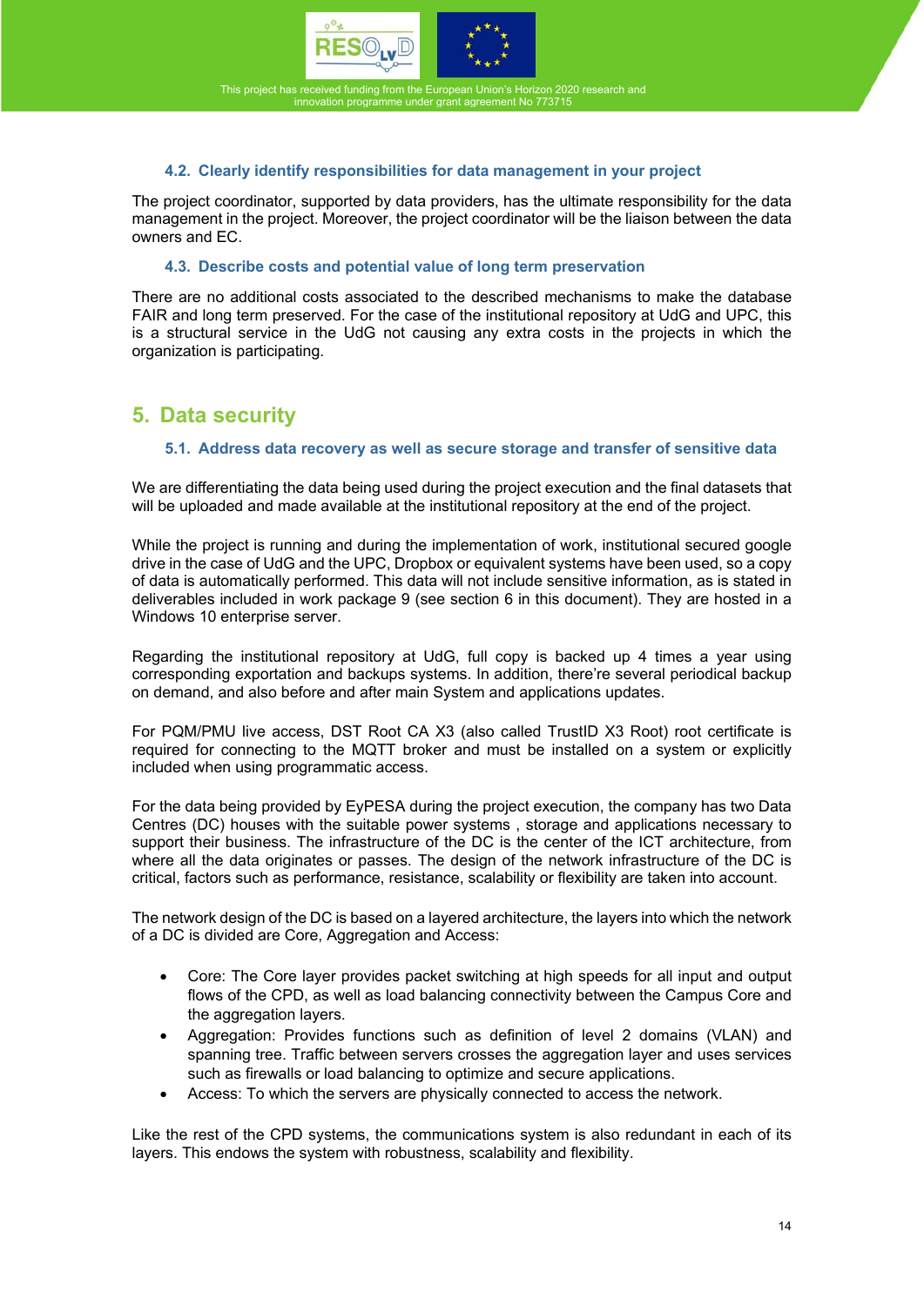### 4.2. Clearly identify responsibilities for data management in your project

The project coordinator, supported by data providers, has the ultimate responsibility for the data management in the project. Moreover, the project coordinator will be the liaison between the data owners and EC.

### 4.3. Describe costs and potential value of long term preservation

There are no additional costs associated to the described mechanisms to make the database FAIR and long term preserved. For the case of the institutional repository at UdG and UPC, this is a structural service in the UdG not causing any extra costs in the projects in which the organization is participating.

## 5. Data security

### 5.1. Address data recovery as well as secure storage and transfer of sensitive data

We are differentiating the data being used during the project execution and the final datasets that will be uploaded and made available at the institutional repository at the end of the project.

While the project is running and during the implementation of work, institutional secured google drive in the case of UdG and the UPC, Dropbox or equivalent systems have been used, so a copy of data is automatically performed. This data will not include sensitive information, as is stated in deliverables included in work package 9 (see section 6 in this document). They are hosted in a Windows 10 enterprise server.

Regarding the institutional repository at UdG, full copy is backed up 4 times a year using corresponding exportation and backups systems. In addition, there're several periodical backup on demand, and also before and after main System and applications updates.

For PQM/PMU live access, DST Root CA X3 (also called TrustID X3 Root) root certificate is required for connecting to the MQTT broker and must be installed on a system or explicitly included when using programmatic access.

For the data being provided by EyPESA during the project execution, the company has two Data Centres (DC) houses with the suitable power systems , storage and applications necessary to support their business. The infrastructure of the DC is the center of the ICT architecture, from where all the data originates or passes. The design of the network infrastructure of the DC is critical, factors such as performance, resistance, scalability or flexibility are taken into account.

The network design of the DC is based on a layered architecture, the layers into which the network of a DC is divided are Core, Aggregation and Access:

- Core: The Core layer provides packet switching at high speeds for all input and output flows of the CPD, as well as load balancing connectivity between the Campus Core and the aggregation layers.
- Aggregation: Provides functions such as definition of level 2 domains (VLAN) and spanning tree. Traffic between servers crosses the aggregation layer and uses services such as firewalls or load balancing to optimize and secure applications.
- Access: To which the servers are physically connected to access the network.

Like the rest of the CPD systems, the communications system is also redundant in each of its layers. This endows the system with robustness, scalability and flexibility.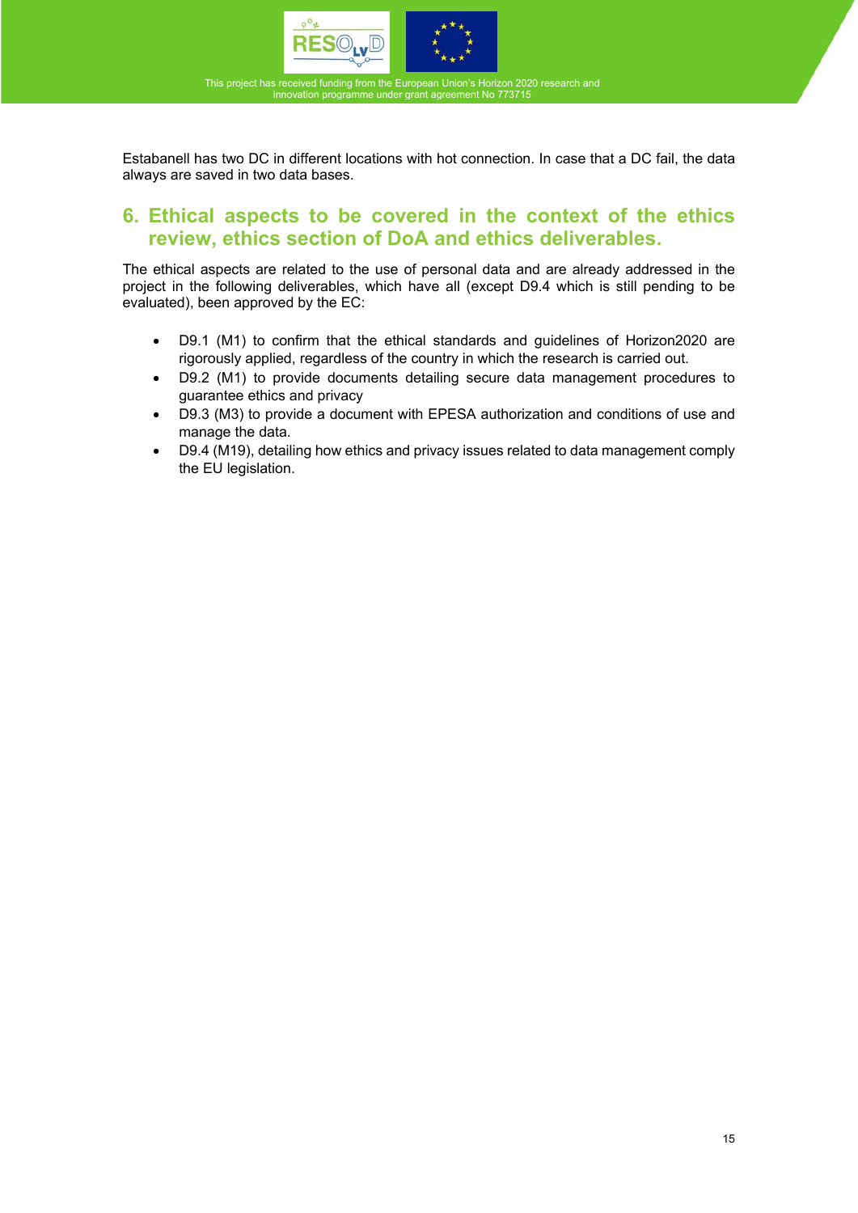Estabanell has two DC in different locations with hot connection. In case that a DC fail, the data always are saved in two data bases.

# 6. Ethical aspects to be covered in the context of the ethics review, ethics section of DoA and ethics deliverables.

The ethical aspects are related to the use of personal data and are already addressed in the project in the following deliverables, which have all (except D9.4 which is still pending to be evaluated), been approved by the EC:

- D9.1 (M1) to confirm that the ethical standards and guidelines of Horizon2020 are rigorously applied, regardless of the country in which the research is carried out.
- D9.2 (M1) to provide documents detailing secure data management procedures to guarantee ethics and privacy
- D9.3 (M3) to provide a document with EPESA authorization and conditions of use and manage the data.
- D9.4 (M19), detailing how ethics and privacy issues related to data management comply the EU legislation.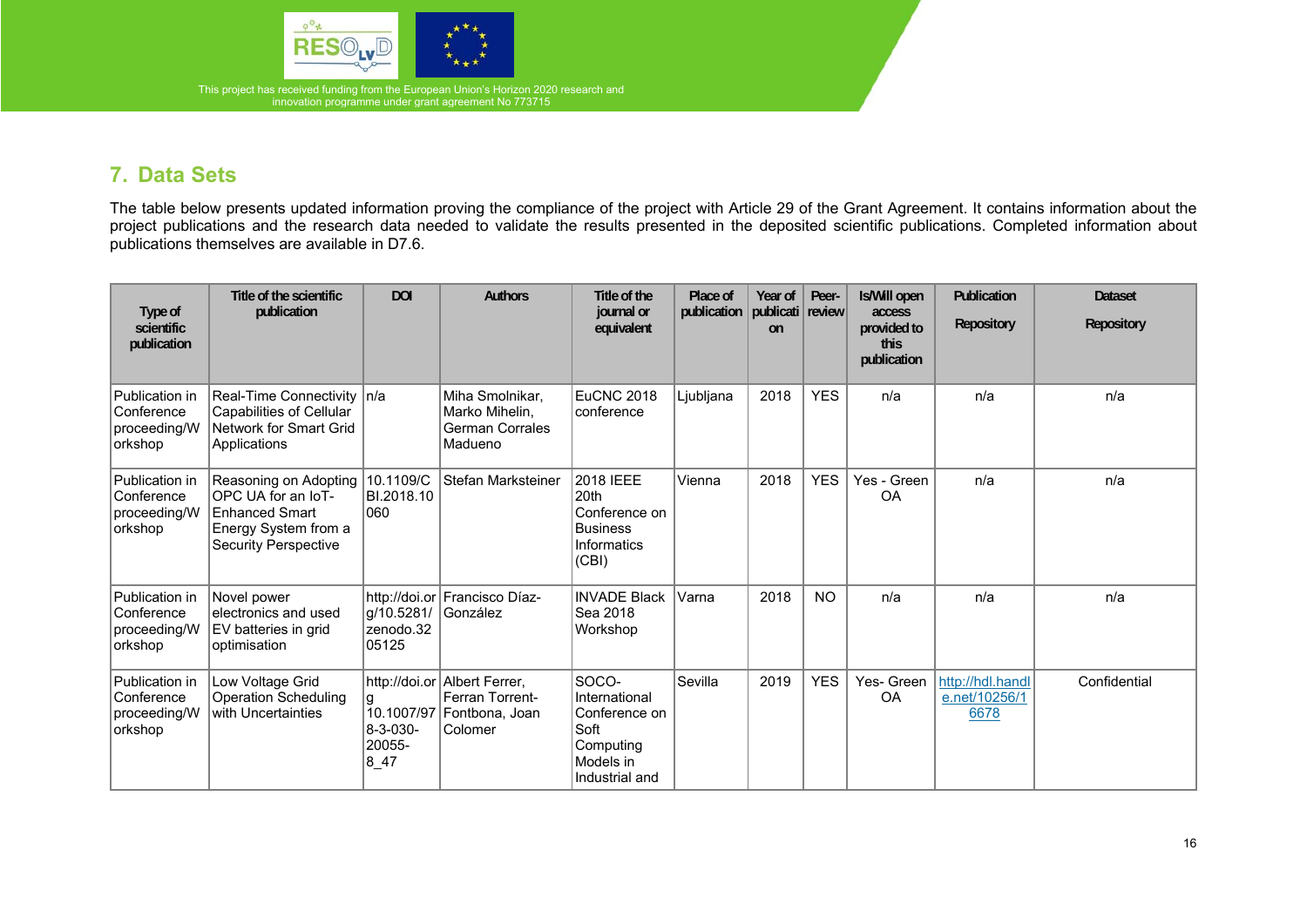## 7. Data Sets

The table below presents updated information proving the compliance of the project with Article 29 of the Grant Agreement. It contains information about the project publications and the research data needed to validate the results presented in the deposited scientific publications. Completed information about publications themselves are available in D7.6.

| Type of scientific publication | Title of the scientific publication | DOI | Authors | Title of the journal or equivalent | Place of publication | Year of publication | Peer-review | Is/Will open access provided to this publication | Publication Repository | Dataset Repository |
|---|---|---|---|---|---|---|---|---|---|---|
| Publication in Conference proceeding/Workshop | Real-Time Connectivity Capabilities of Cellular Network for Smart Grid Applications | n/a | Miha Smolnikar, Marko Mihelin, German Corrales Madueno | EuCNC 2018 conference | Ljubljana | 2018 | YES | n/a | n/a | n/a |
| Publication in Conference proceeding/Workshop | Reasoning on Adopting OPC UA for an IoT-Enhanced Smart Energy System from a Security Perspective | 10.1109/CBI.2018.10060 | Stefan Marksteiner | 2018 IEEE 20th Conference on Business Informatics (CBI) | Vienna | 2018 | YES | Yes - Green OA | n/a | n/a |
| Publication in Conference proceeding/Workshop | Novel power electronics and used EV batteries in grid optimisation | http://doi.org/10.5281/zenodo.3205125 | Francisco Díaz-González | INVADE Black Sea 2018 Workshop | Varna | 2018 | NO | n/a | n/a | n/a |
| Publication in Conference proceeding/Workshop | Low Voltage Grid Operation Scheduling with Uncertainties | http://doi.org 10.1007/978-3-030-20055-8_47 | Albert Ferrer, Ferran Torrent-Fontbona, Joan Colomer | SOCO- International Conference on Soft Computing Models in Industrial and | Sevilla | 2019 | YES | Yes- Green OA | http://hdl.handle.net/10256/16678 | Confidential |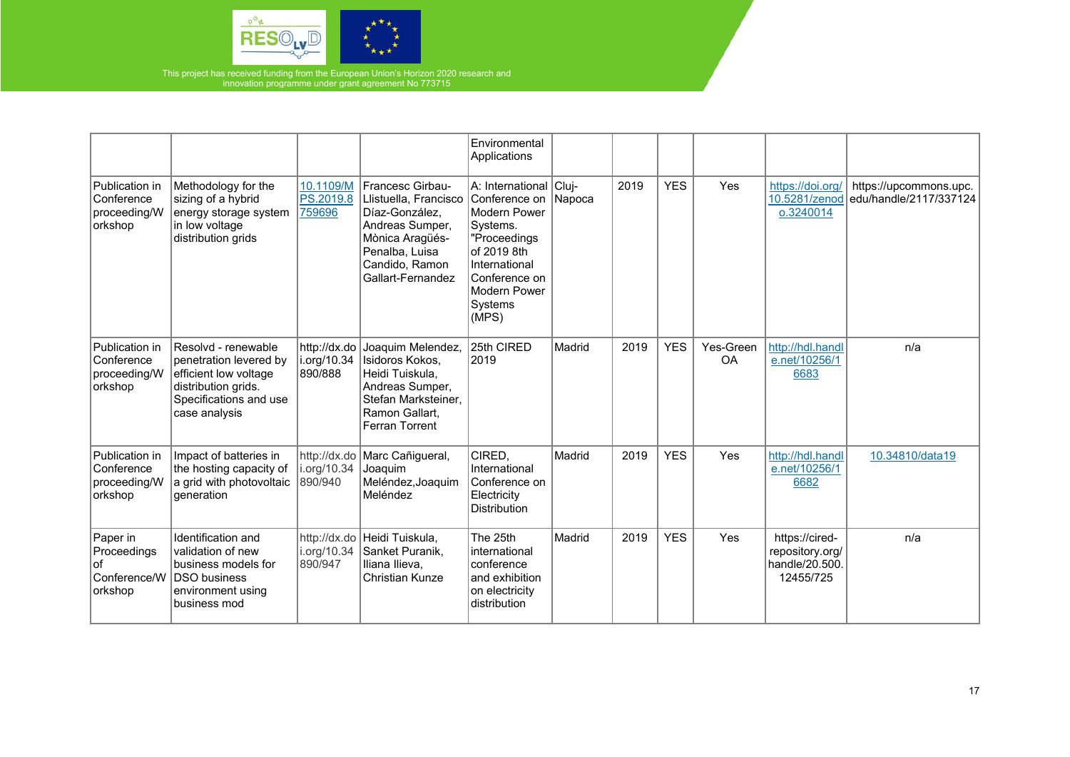| | | | | Environmental Applications | | | | | | |
|---|---|---|---|---|---|---|---|---|---|---|
| Publication in Conference proceeding/Workshop | Methodology for the sizing of a hybrid energy storage system in low voltage distribution grids | 10.1109/MPS.2019.8759696 | Francesc Girbau-Llistuella, Francisco Díaz-González, Andreas Sumper, Mònica Aragüés-Penalba, Luisa Candido, Ramon Gallart-Fernandez | A: International Conference on Modern Power Systems. "Proceedings of 2019 8th International Conference on Modern Power Systems (MPS) | Cluj-Napoca | 2019 | YES | Yes | https://doi.org/10.5281/zenodo.3240014 | https://upcommons.upc.edu/handle/2117/337124 |
| Publication in Conference proceeding/Workshop | Resolvd - renewable penetration levered by efficient low voltage distribution grids. Specifications and use case analysis | http://dx.doi.org/10.34890/888 | Joaquim Melendez, Isidoros Kokos, Heidi Tuiskula, Andreas Sumper, Stefan Marksteiner, Ramon Gallart, Ferran Torrent | 25th CIRED 2019 | Madrid | 2019 | YES | Yes-Green OA | http://hdl.handle.net/10256/16683 | n/a |
| Publication in Conference proceeding/Workshop | Impact of batteries in the hosting capacity of a grid with photovoltaic generation | http://dx.doi.org/10.34890/940 | Marc Cañigueral, Joaquim Meléndez,Joaquim Meléndez | CIRED, International Conference on Electricity Distribution | Madrid | 2019 | YES | Yes | http://hdl.handle.net/10256/16682 | 10.34810/data19 |
| Paper in Proceedings of Conference/Workshop | Identification and validation of new business models for DSO business environment using business mod | http://dx.doi.org/10.34890/947 | Heidi Tuiskula, Sanket Puranik, Iliana Ilieva, Christian Kunze | The 25th international conference and exhibition on electricity distribution | Madrid | 2019 | YES | Yes | https://cired-repository.org/handle/20.500.12455/725 | n/a |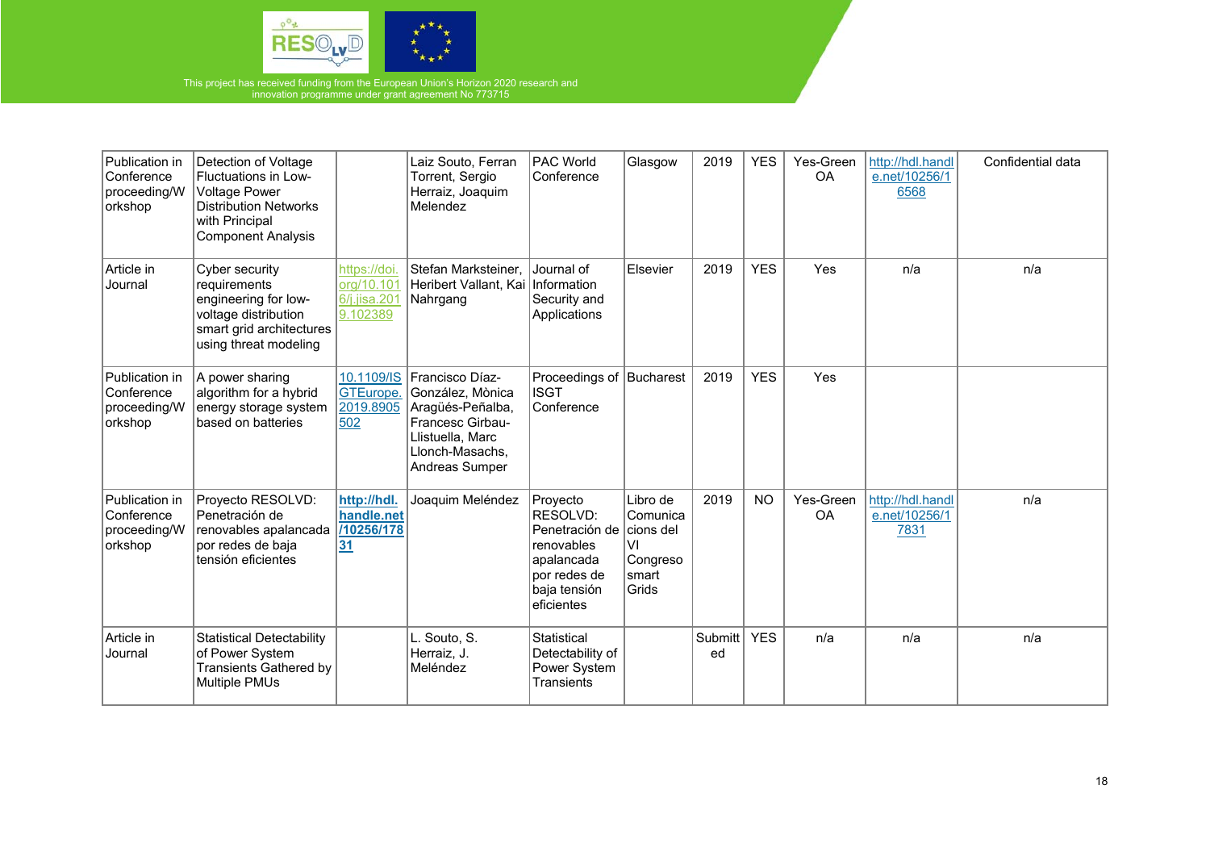| Publication in Conference proceeding/Workshop | Detection of Voltage Fluctuations in Low-Voltage Power Distribution Networks with Principal Component Analysis | | Laiz Souto, Ferran Torrent, Sergio Herraiz, Joaquim Melendez | PAC World Conference | Glasgow | 2019 | YES | Yes-Green OA | http://hdl.handle.net/10256/16568 | Confidential data |
|---|---|---|---|---|---|---|---|---|---|---|
| Article in Journal | Cyber security requirements engineering for low-voltage distribution smart grid architectures using threat modeling | https://doi.org/10.1016/j.jisa.2019.102389 | Stefan Marksteiner, Heribert Vallant, Kai Nahrgang | Journal of Information Security and Applications | Elsevier | 2019 | YES | Yes | n/a | n/a |
| Publication in Conference proceeding/Workshop | A power sharing algorithm for a hybrid energy storage system based on batteries | 10.1109/ISGTEurope.2019.8905502 | Francisco Díaz-González, Mònica Aragüés-Peñalba, Francesc Girbau-Llistuella, Marc Llonch-Masachs, Andreas Sumper | Proceedings of ISGT Conference | Bucharest | 2019 | YES | Yes | | |
| Publication in Conference proceeding/Workshop | Proyecto RESOLVD: Penetración de renovables apalancada por redes de baja tensión eficientes | **http://hdl.handle.net/10256/17831** | Joaquim Meléndez | Proyecto RESOLVD: Penetración de renovables apalancada por redes de baja tensión eficientes | Libro de Comunicacions del VI Congreso smart Grids | 2019 | NO | Yes-Green OA | http://hdl.handle.net/10256/17831 | n/a |
| Article in Journal | Statistical Detectability of Power System Transients Gathered by Multiple PMUs | | L. Souto, S. Herraiz, J. Meléndez | Statistical Detectability of Power System Transients | | Submitted | YES | n/a | n/a | n/a |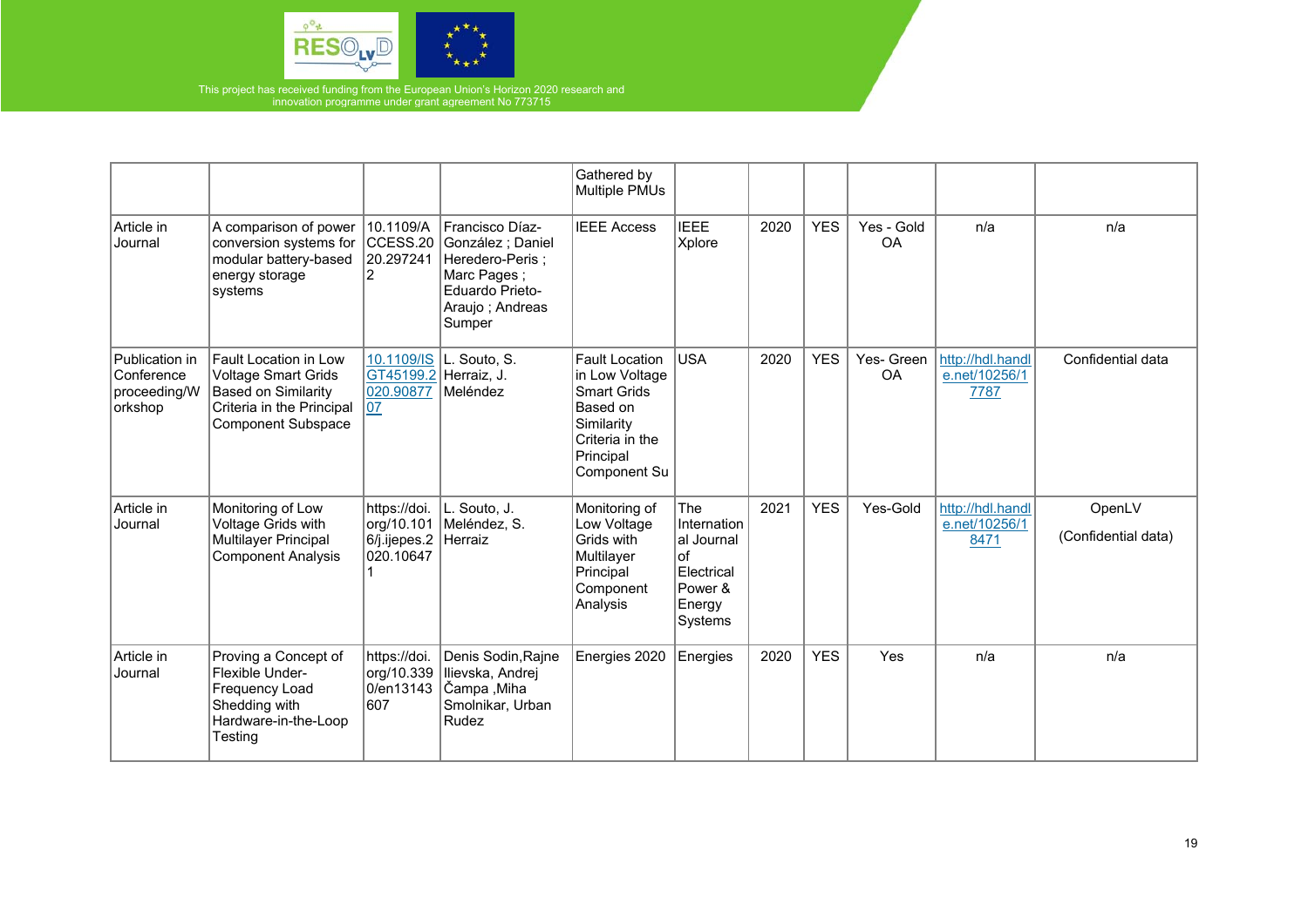| | | | | Gathered by Multiple PMUs | | | | | | |
|---|---|---|---|---|---|---|---|---|---|---|
| Article in Journal | A comparison of power conversion systems for modular battery-based energy storage systems | 10.1109/ACCESS.2020.2972412 | Francisco Díaz-González ; Daniel Heredero-Peris ; Marc Pages ; Eduardo Prieto-Araujo ; Andreas Sumper | IEEE Access | IEEE Xplore | 2020 | YES | Yes - Gold OA | n/a | n/a |
| Publication in Conference proceeding/Workshop | Fault Location in Low Voltage Smart Grids Based on Similarity Criteria in the Principal Component Subspace | 10.1109/ISGT45199.2020.9087707 | L. Souto, S. Herraiz, J. Meléndez | Fault Location in Low Voltage Smart Grids Based on Similarity Criteria in the Principal Component Su | USA | 2020 | YES | Yes- Green OA | http://hdl.handle.net/10256/17787 | Confidential data |
| Article in Journal | Monitoring of Low Voltage Grids with Multilayer Principal Component Analysis | https://doi.org/10.1016/j.ijepes.2020.106471 | L. Souto, J. Meléndez, S. Herraiz | Monitoring of Low Voltage Grids with Multilayer Principal Component Analysis | The International Journal of Electrical Power & Energy Systems | 2021 | YES | Yes-Gold | http://hdl.handle.net/10256/18471 | OpenLV (Confidential data) |
| Article in Journal | Proving a Concept of Flexible Under-Frequency Load Shedding with Hardware-in-the-Loop Testing | https://doi.org/10.3390/en13143607 | Denis Sodin,Rajne Ilievska, Andrej Čampa ,Miha Smolnikar, Urban Rudez | Energies 2020 | Energies | 2020 | YES | Yes | n/a | n/a |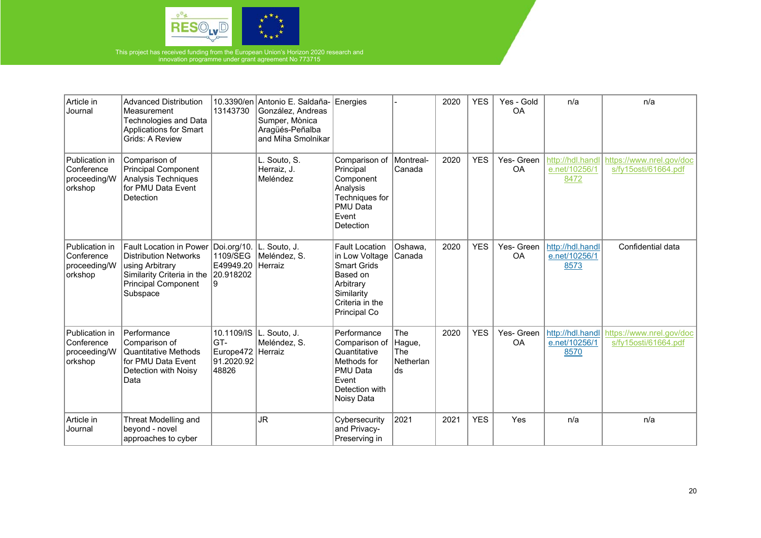| Article in Journal | Advanced Distribution Measurement Technologies and Data Applications for Smart Grids: A Review | 10.3390/en13143730 | Antonio E. Saldaña-González, Andreas Sumper, Mònica Aragüés-Peñalba and Miha Smolnikar | Energies | - | 2020 | YES | Yes - Gold OA | n/a | n/a |
|---|---|---|---|---|---|---|---|---|---|---|
| Publication in Conference proceeding/Workshop | Comparison of Principal Component Analysis Techniques for PMU Data Event Detection | | L. Souto, S. Herraiz, J. Meléndez | Comparison of Principal Component Analysis Techniques for PMU Data Event Detection | Montreal-Canada | 2020 | YES | Yes- Green OA | http://hdl.handle.net/10256/18472 | https://www.nrel.gov/docs/fy15osti/61664.pdf |
| Publication in Conference proceeding/Workshop | Fault Location in Power Distribution Networks using Arbitrary Similarity Criteria in the Principal Component Subspace | Doi.org/10.1109/SEGE49949.2020.9182029 | L. Souto, J. Meléndez, S. Herraiz | Fault Location in Low Voltage Smart Grids Based on Arbitrary Similarity Criteria in the Principal Co | Oshawa, Canada | 2020 | YES | Yes- Green OA | http://hdl.handle.net/10256/18573 | Confidential data |
| Publication in Conference proceeding/Workshop | Performance Comparison of Quantitative Methods for PMU Data Event Detection with Noisy Data | 10.1109/ISGT-Europe47291.2020.9248826 | L. Souto, J. Meléndez, S. Herraiz | Performance Comparison of Quantitative Methods for PMU Data Event Detection with Noisy Data | The Hague, The Netherlands | 2020 | YES | Yes- Green OA | http://hdl.handle.net/10256/18570 | https://www.nrel.gov/docs/fy15osti/61664.pdf |
| Article in Journal | Threat Modelling and beyond - novel approaches to cyber | | JR | Cybersecurity and Privacy-Preserving in | 2021 | 2021 | YES | Yes | n/a | n/a |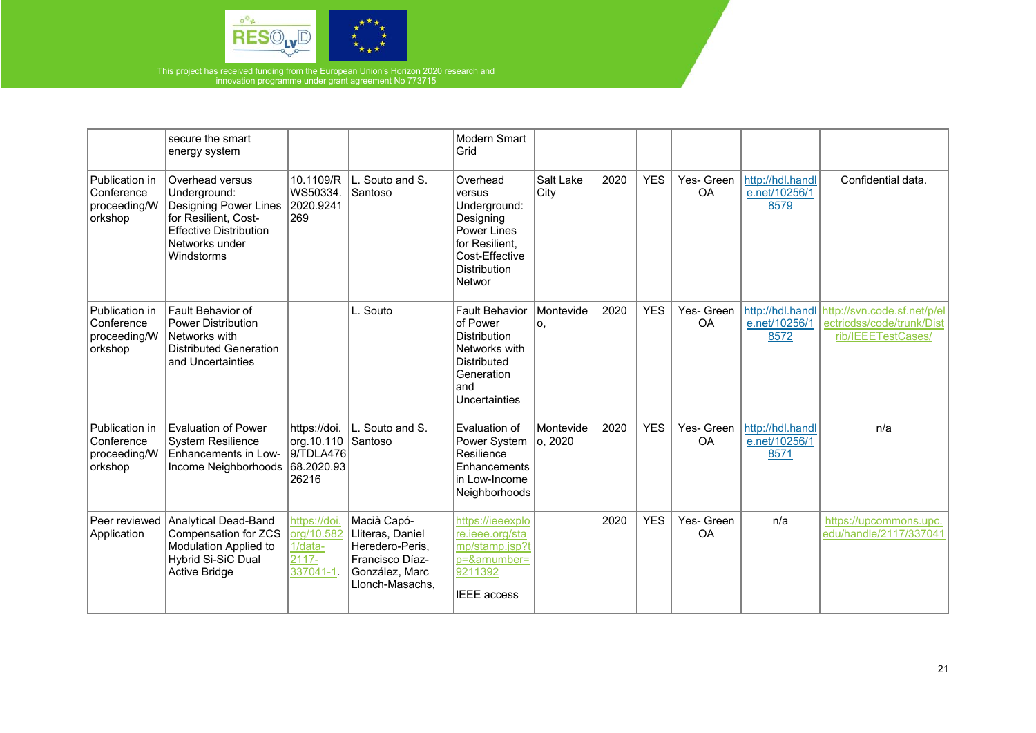| | secure the smart energy system | | | Modern Smart Grid | | | | | | |
|---|---|---|---|---|---|---|---|---|---|---|
| Publication in Conference proceeding/Workshop | Overhead versus Underground: Designing Power Lines for Resilient, Cost-Effective Distribution Networks under Windstorms | 10.1109/RWS50334.2020.9241269 | L. Souto and S. Santoso | Overhead versus Underground: Designing Power Lines for Resilient, Cost-Effective Distribution Networ | Salt Lake City | 2020 | YES | Yes- Green OA | http://hdl.handle.net/10256/18579 | Confidential data. |
| Publication in Conference proceeding/Workshop | Fault Behavior of Power Distribution Networks with Distributed Generation and Uncertainties | | L. Souto | Fault Behavior of Power Distribution Networks with Distributed Generation and Uncertainties | Montevideo, | 2020 | YES | Yes- Green OA | http://hdl.handle.net/10256/18572 | http://svn.code.sf.net/p/electricdss/code/trunk/Distrib/IEEETestCases/ |
| Publication in Conference proceeding/Workshop | Evaluation of Power System Resilience Enhancements in Low-Income Neighborhoods | https://doi.org.10.1109/TDLA47668.2020.9326216 | L. Souto and S. Santoso | Evaluation of Power System Resilience Enhancements in Low-Income Neighborhoods | Montevideo, 2020 | 2020 | YES | Yes- Green OA | http://hdl.handle.net/10256/18571 | n/a |
| Peer reviewed Application | Analytical Dead-Band Compensation for ZCS Modulation Applied to Hybrid Si-SiC Dual Active Bridge | https://doi.org/10.5821/data-2117-337041-1. | Macià Capó-Lliteras, Daniel Heredero-Peris, Francisco Díaz-González, Marc Llonch-Masachs, | https://ieeexplore.ieee.org/stamp/stamp.jsp?tp=&arnumber=9211392<br><br>IEEE access | | 2020 | YES | Yes- Green OA | n/a | https://upcommons.upc.edu/handle/2117/337041 |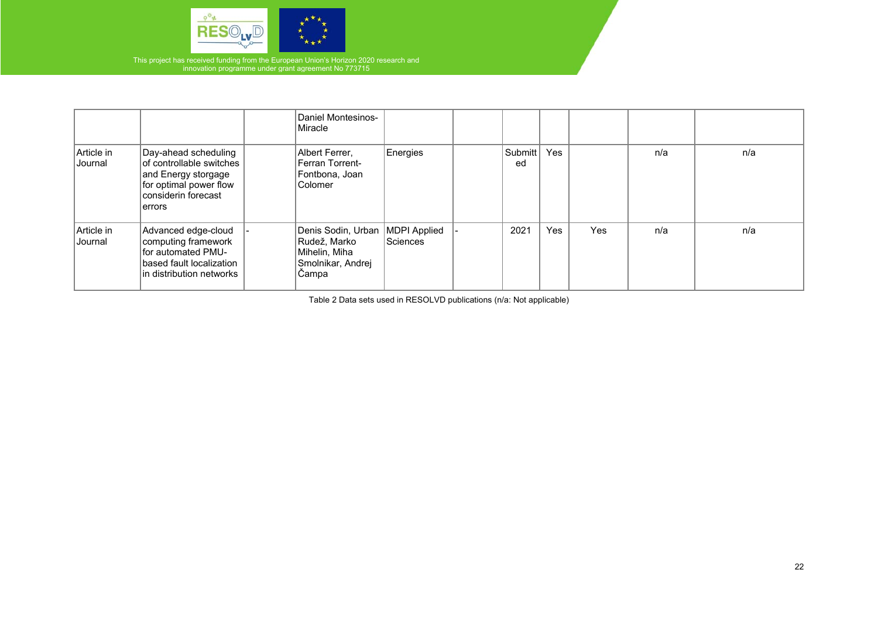| | | | Daniel Montesinos-Miracle | | | | | | | |
|---|---|---|---|---|---|---|---|---|---|---|
| Article in Journal | Day-ahead scheduling of controllable switches and Energy storgage for optimal power flow considerin forecast errors | | Albert Ferrer, Ferran Torrent-Fontbona, Joan Colomer | Energies | | Submitted | Yes | | n/a | n/a |
| Article in Journal | Advanced edge-cloud computing framework for automated PMU-based fault localization in distribution networks | - | Denis Sodin, Urban Rudež, Marko Mihelin, Miha Smolnikar, Andrej Čampa | MDPI Applied Sciences | - | 2021 | Yes | Yes | n/a | n/a |

Table 2 Data sets used in RESOLVD publications (n/a: Not applicable)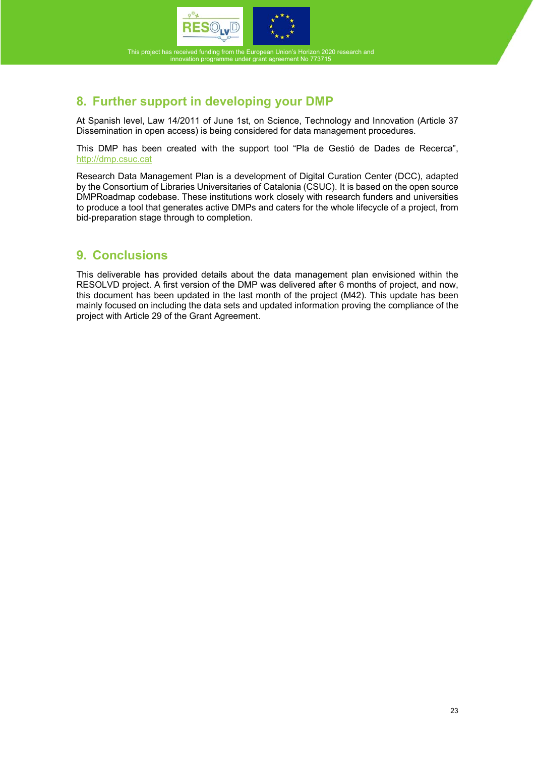## 8. Further support in developing your DMP

At Spanish level, Law 14/2011 of June 1st, on Science, Technology and Innovation (Article 37 Dissemination in open access) is being considered for data management procedures.

This DMP has been created with the support tool “Pla de Gestió de Dades de Recerca”, http://dmp.csuc.cat

Research Data Management Plan is a development of Digital Curation Center (DCC), adapted by the Consortium of Libraries Universitaries of Catalonia (CSUC). It is based on the open source DMPRoadmap codebase. These institutions work closely with research funders and universities to produce a tool that generates active DMPs and caters for the whole lifecycle of a project, from bid-preparation stage through to completion.

## 9. Conclusions

This deliverable has provided details about the data management plan envisioned within the RESOLVD project. A first version of the DMP was delivered after 6 months of project, and now, this document has been updated in the last month of the project (M42). This update has been mainly focused on including the data sets and updated information proving the compliance of the project with Article 29 of the Grant Agreement.